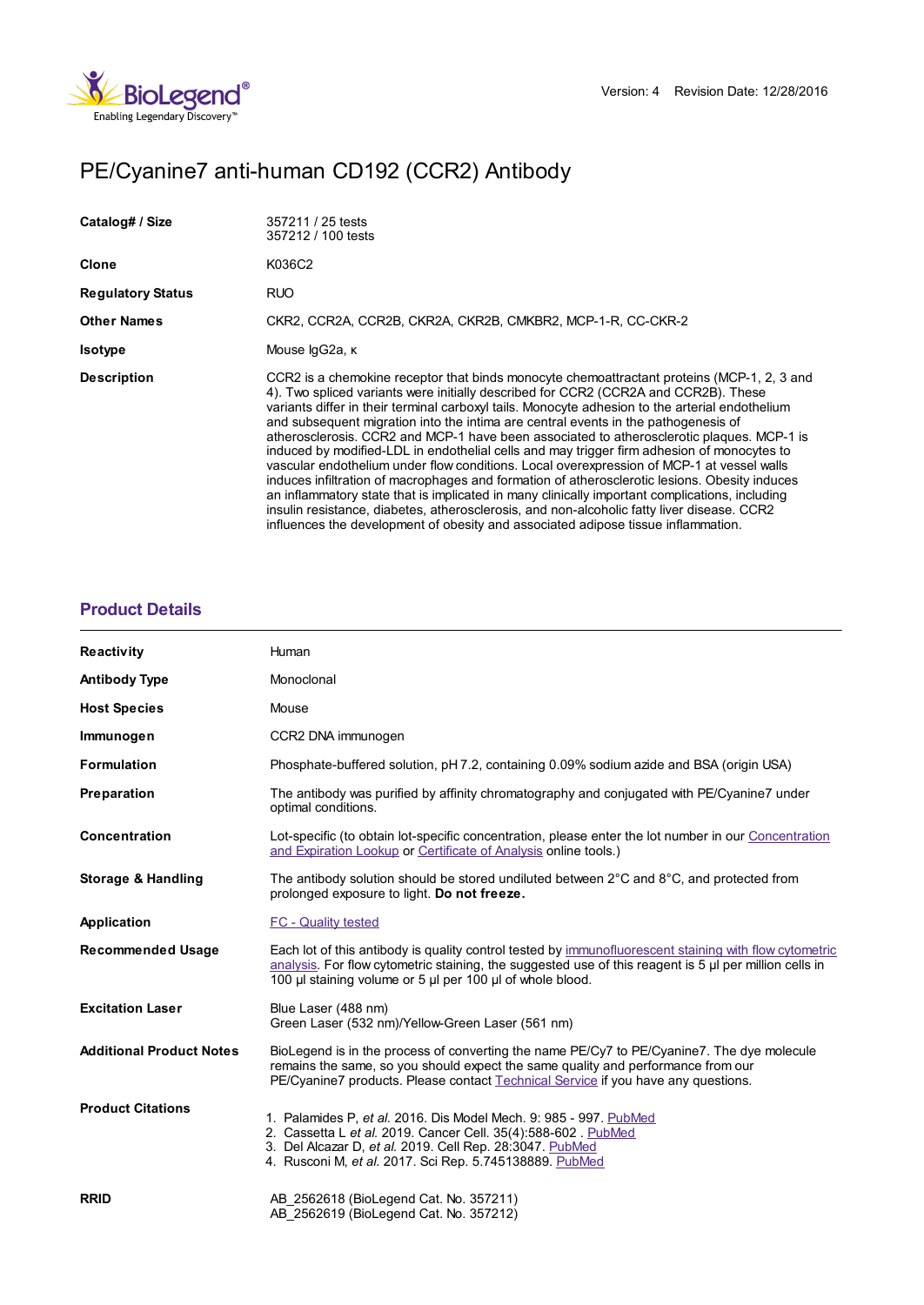Version: 4 Revision Date: 12/28/2016

# PE/Cyanine7 anti-human CD192 (CCR2) Antibody

| | |
|---|---|
| **Catalog# / Size** | 357211 / 25 tests<br>357212 / 100 tests |
| **Clone** | K036C2 |
| **Regulatory Status** | RUO |
| **Other Names** | CKR2, CCR2A, CCR2B, CKR2A, CKR2B, CMKBR2, MCP-1-R, CC-CKR-2 |
| **Isotype** | Mouse IgG2a, κ |
| **Description** | CCR2 is a chemokine receptor that binds monocyte chemoattractant proteins (MCP-1, 2, 3 and 4). Two spliced variants were initially described for CCR2 (CCR2A and CCR2B). These variants differ in their terminal carboxyl tails. Monocyte adhesion to the arterial endothelium and subsequent migration into the intima are central events in the pathogenesis of atherosclerosis. CCR2 and MCP-1 have been associated to atherosclerotic plaques. MCP-1 is induced by modified-LDL in endothelial cells and may trigger firm adhesion of monocytes to vascular endothelium under flow conditions. Local overexpression of MCP-1 at vessel walls induces infiltration of macrophages and formation of atherosclerotic lesions. Obesity induces an inflammatory state that is implicated in many clinically important complications, including insulin resistance, diabetes, atherosclerosis, and non-alcoholic fatty liver disease. CCR2 influences the development of obesity and associated adipose tissue inflammation. |

## Product Details

| | |
|---|---|
| **Reactivity** | Human |
| **Antibody Type** | Monoclonal |
| **Host Species** | Mouse |
| **Immunogen** | CCR2 DNA immunogen |
| **Formulation** | Phosphate-buffered solution, pH 7.2, containing 0.09% sodium azide and BSA (origin USA) |
| **Preparation** | The antibody was purified by affinity chromatography and conjugated with PE/Cyanine7 under optimal conditions. |
| **Concentration** | Lot-specific (to obtain lot-specific concentration, please enter the lot number in our Concentration and Expiration Lookup or Certificate of Analysis online tools.) |
| **Storage & Handling** | The antibody solution should be stored undiluted between 2°C and 8°C, and protected from prolonged exposure to light. **Do not freeze.** |
| **Application** | FC - Quality tested |
| **Recommended Usage** | Each lot of this antibody is quality control tested by immunofluorescent staining with flow cytometric analysis. For flow cytometric staining, the suggested use of this reagent is 5 µl per million cells in 100 µl staining volume or 5 µl per 100 µl of whole blood. |
| **Excitation Laser** | Blue Laser (488 nm)<br>Green Laser (532 nm)/Yellow-Green Laser (561 nm) |
| **Additional Product Notes** | BioLegend is in the process of converting the name PE/Cy7 to PE/Cyanine7. The dye molecule remains the same, so you should expect the same quality and performance from our PE/Cyanine7 products. Please contact Technical Service if you have any questions. |
| **Product Citations** | 1. Palamides P, *et al.* 2016. Dis Model Mech. 9: 985 - 997. PubMed<br>2. Cassetta L *et al.* 2019. Cancer Cell. 35(4):588-602 . PubMed<br>3. Del Alcazar D, *et al.* 2019. Cell Rep. 28:3047. PubMed<br>4. Rusconi M, *et al.* 2017. Sci Rep. 5.745138889. PubMed |
| **RRID** | AB_2562618 (BioLegend Cat. No. 357211)<br>AB_2562619 (BioLegend Cat. No. 357212) |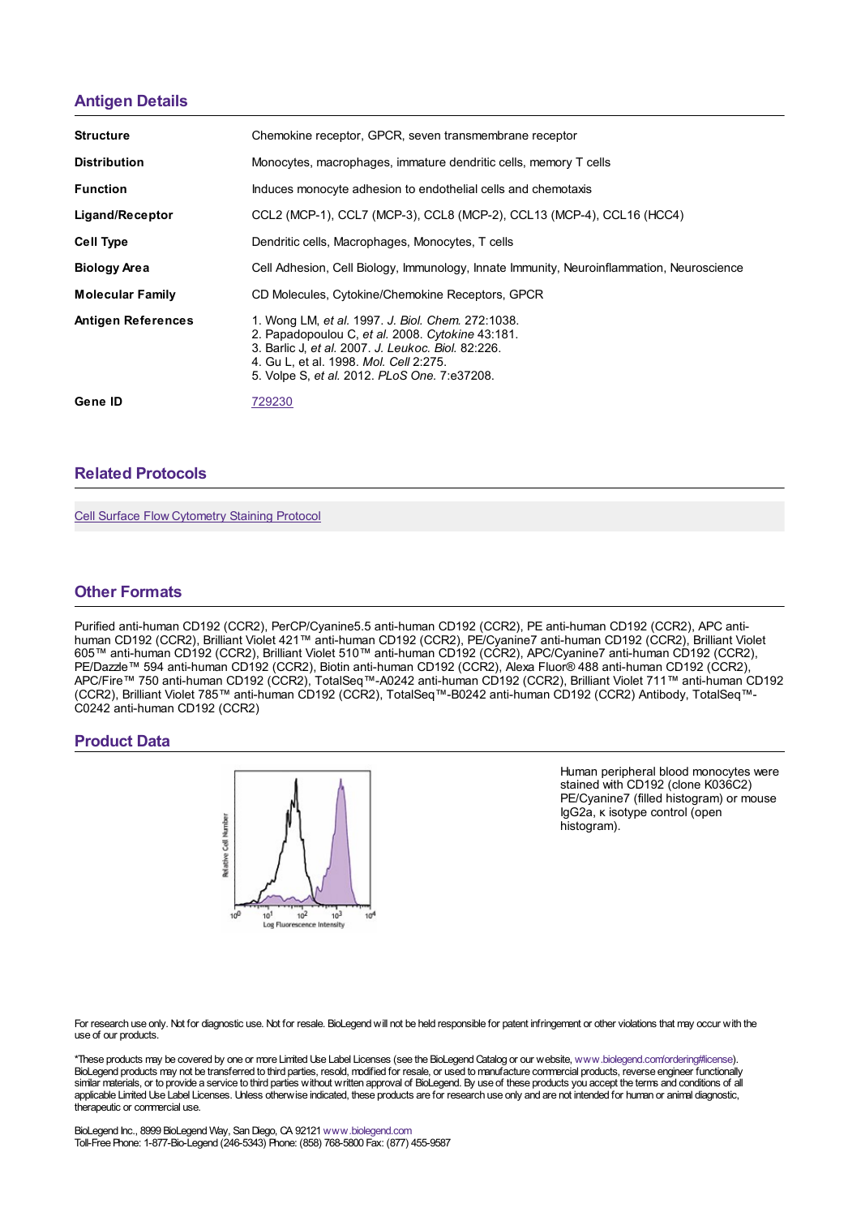## Antigen Details

| | |
|---|---|
| **Structure** | Chemokine receptor, GPCR, seven transmembrane receptor |
| **Distribution** | Monocytes, macrophages, immature dendritic cells, memory T cells |
| **Function** | Induces monocyte adhesion to endothelial cells and chemotaxis |
| **Ligand/Receptor** | CCL2 (MCP-1), CCL7 (MCP-3), CCL8 (MCP-2), CCL13 (MCP-4), CCL16 (HCC4) |
| **Cell Type** | Dendritic cells, Macrophages, Monocytes, T cells |
| **Biology Area** | Cell Adhesion, Cell Biology, Immunology, Innate Immunity, Neuroinflammation, Neuroscience |
| **Molecular Family** | CD Molecules, Cytokine/Chemokine Receptors, GPCR |
| **Antigen References** | 1. Wong LM, *et al.* 1997. *J. Biol. Chem.* 272:1038.<br>2. Papadopoulou C, *et al.* 2008. *Cytokine* 43:181.<br>3. Barlic J, *et al.* 2007. *J. Leukoc. Biol.* 82:226.<br>4. Gu L, et al. 1998. *Mol. Cell* 2:275.<br>5. Volpe S, *et al.* 2012. *PLoS One.* 7:e37208. |
| **Gene ID** | 729230 |

## Related Protocols

Cell Surface Flow Cytometry Staining Protocol

## Other Formats

Purified anti-human CD192 (CCR2), PerCP/Cyanine5.5 anti-human CD192 (CCR2), PE anti-human CD192 (CCR2), APC anti-human CD192 (CCR2), Brilliant Violet 421™ anti-human CD192 (CCR2), PE/Cyanine7 anti-human CD192 (CCR2), Brilliant Violet 605™ anti-human CD192 (CCR2), Brilliant Violet 510™ anti-human CD192 (CCR2), APC/Cyanine7 anti-human CD192 (CCR2), PE/Dazzle™ 594 anti-human CD192 (CCR2), Biotin anti-human CD192 (CCR2), Alexa Fluor® 488 anti-human CD192 (CCR2), APC/Fire™ 750 anti-human CD192 (CCR2), TotalSeq™-A0242 anti-human CD192 (CCR2), Brilliant Violet 711™ anti-human CD192 (CCR2), Brilliant Violet 785™ anti-human CD192 (CCR2), TotalSeq™-B0242 anti-human CD192 (CCR2) Antibody, TotalSeq™-C0242 anti-human CD192 (CCR2)

## Product Data

Relative Cell Number

$10^0$ $10^1$ $10^2$ $10^3$ $10^4$

Log Fluorescence Intensity

Human peripheral blood monocytes were stained with CD192 (clone K036C2) PE/Cyanine7 (filled histogram) or mouse IgG2a, κ isotype control (open histogram).

For research use only. Not for diagnostic use. Not for resale. BioLegend will not be held responsible for patent infringement or other violations that may occur with the use of our products.

*These products may be covered by one or more Limited Use Label Licenses (see the BioLegend Catalog or our website, www.biolegend.com/ordering#license). BioLegend products may not be transferred to third parties, resold, modified for resale, or used to manufacture commercial products, reverse engineer functionally similar materials, or to provide a service to third parties without written approval of BioLegend. By use of these products you accept the terms and conditions of all applicable Limited Use Label Licenses. Unless otherwise indicated, these products are for research use only and are not intended for human or animal diagnostic, therapeutic or commercial use.

BioLegend Inc., 8999 BioLegend Way, San Diego, CA 92121 www.biolegend.com
Toll-Free Phone: 1-877-Bio-Legend (246-5343) Phone: (858) 768-5800 Fax: (877) 455-9587